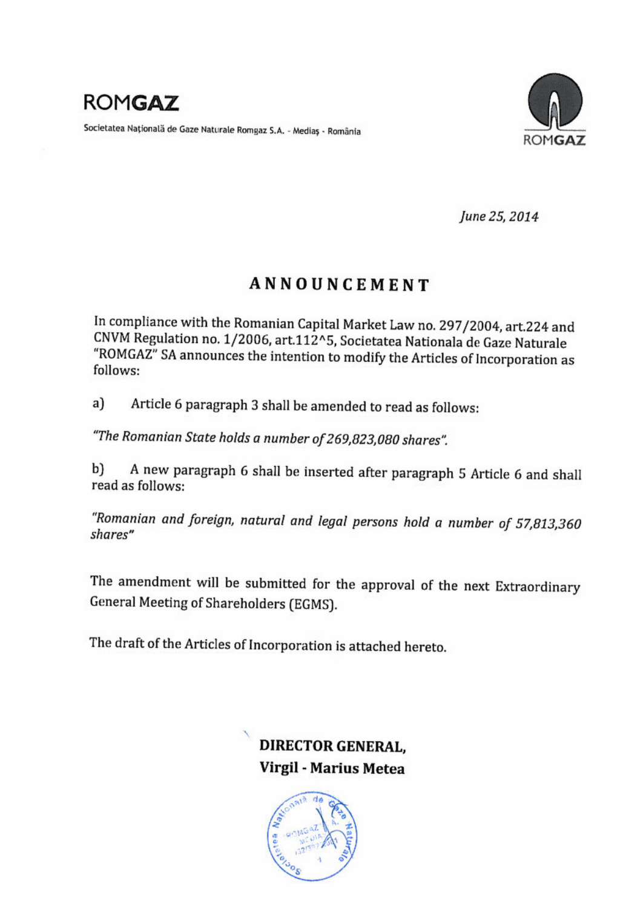**ROMGAZ**

Societatea Națională de Gaze Naturale Romgaz S.A. - Mediaș - România

*June 25, 2014*

# ANNOUNCEMENT

In compliance with the Romanian Capital Market Law no. 297/2004, art.224 and CNVM Regulation no. 1/2006, art.112^5, Societatea Nationala de Gaze Naturale "ROMGAZ" SA announces the intention to modify the Articles of Incorporation as follows:

a) Article 6 paragraph 3 shall be amended to read as follows:

*"The Romanian State holds a number of 269,823,080 shares".*

b) A new paragraph 6 shall be inserted after paragraph 5 Article 6 and shall read as follows:

*"Romanian and foreign, natural and legal persons hold a number of 57,813,360 shares"*

The amendment will be submitted for the approval of the next Extraordinary General Meeting of Shareholders (EGMS).

The draft of the Articles of Incorporation is attached hereto.

**DIRECTOR GENERAL,**
**Virgil - Marius Metea**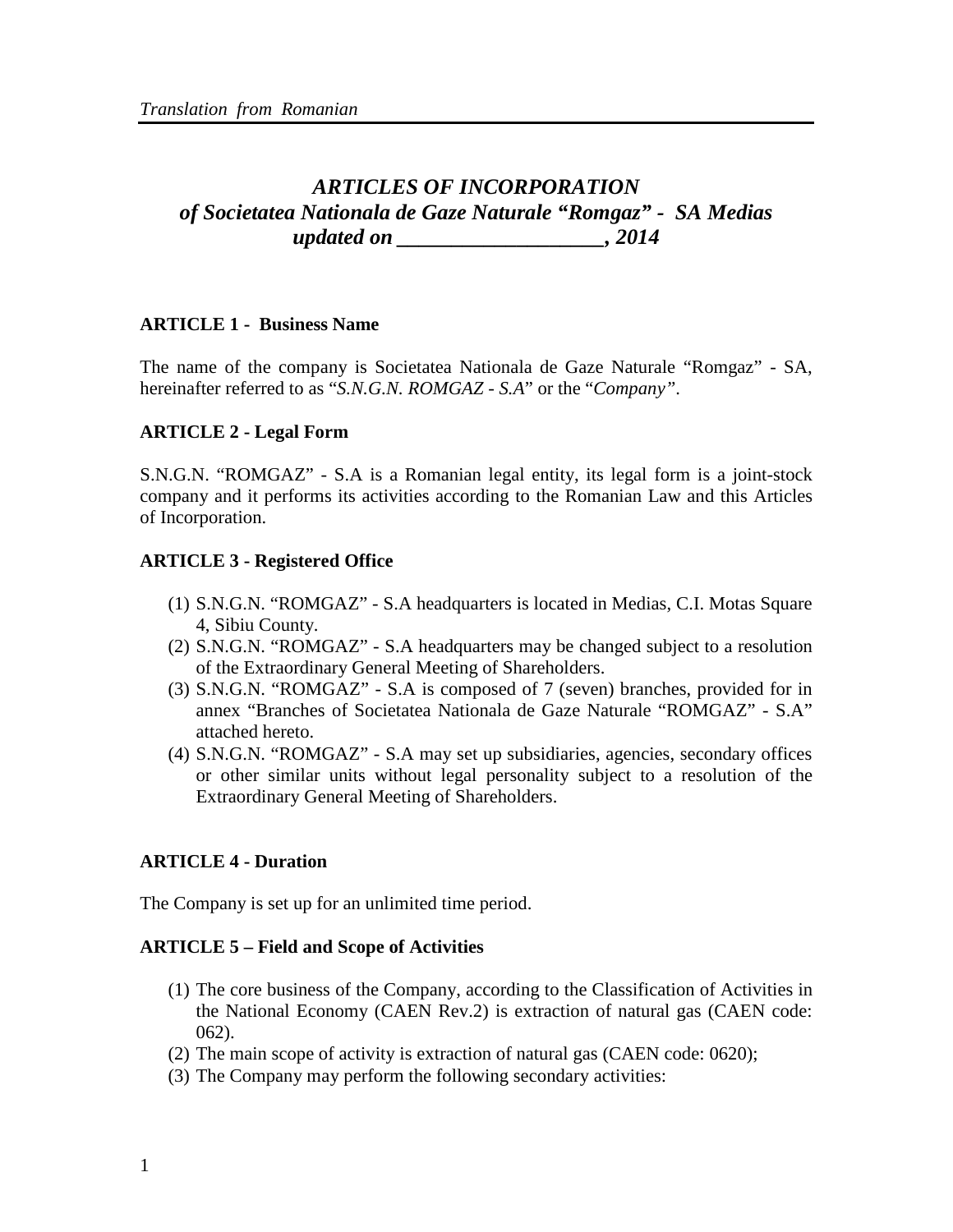*Translation from Romanian*

## *ARTICLES OF INCORPORATION of Societatea Nationala de Gaze Naturale "Romgaz" - SA Medias updated on ___________________, 2014*

**ARTICLE 1 - Business Name**

The name of the company is Societatea Nationala de Gaze Naturale "Romgaz" - SA, hereinafter referred to as "*S.N.G.N. ROMGAZ - S.A*" or the "*Company"*.

**ARTICLE 2 - Legal Form**

S.N.G.N. "ROMGAZ" - S.A is a Romanian legal entity, its legal form is a joint-stock company and it performs its activities according to the Romanian Law and this Articles of Incorporation.

**ARTICLE 3 - Registered Office**

(1) S.N.G.N. "ROMGAZ" - S.A headquarters is located in Medias, C.I. Motas Square 4, Sibiu County.
(2) S.N.G.N. "ROMGAZ" - S.A headquarters may be changed subject to a resolution of the Extraordinary General Meeting of Shareholders.
(3) S.N.G.N. "ROMGAZ" - S.A is composed of 7 (seven) branches, provided for in annex "Branches of Societatea Nationala de Gaze Naturale "ROMGAZ" - S.A" attached hereto.
(4) S.N.G.N. "ROMGAZ" - S.A may set up subsidiaries, agencies, secondary offices or other similar units without legal personality subject to a resolution of the Extraordinary General Meeting of Shareholders.

**ARTICLE 4 - Duration**

The Company is set up for an unlimited time period.

**ARTICLE 5 – Field and Scope of Activities**

(1) The core business of the Company, according to the Classification of Activities in the National Economy (CAEN Rev.2) is extraction of natural gas (CAEN code: 062).
(2) The main scope of activity is extraction of natural gas (CAEN code: 0620);
(3) The Company may perform the following secondary activities: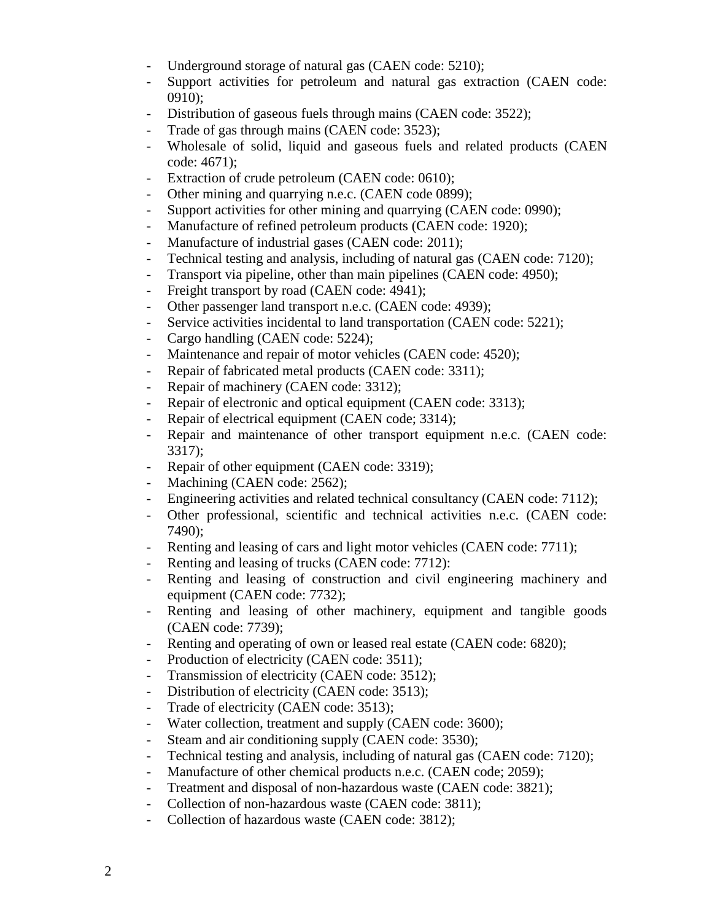- Underground storage of natural gas (CAEN code: 5210);
- Support activities for petroleum and natural gas extraction (CAEN code: 0910);
- Distribution of gaseous fuels through mains (CAEN code: 3522);
- Trade of gas through mains (CAEN code: 3523);
- Wholesale of solid, liquid and gaseous fuels and related products (CAEN code: 4671);
- Extraction of crude petroleum (CAEN code: 0610);
- Other mining and quarrying n.e.c. (CAEN code 0899);
- Support activities for other mining and quarrying (CAEN code: 0990);
- Manufacture of refined petroleum products (CAEN code: 1920);
- Manufacture of industrial gases (CAEN code: 2011);
- Technical testing and analysis, including of natural gas (CAEN code: 7120);
- Transport via pipeline, other than main pipelines (CAEN code: 4950);
- Freight transport by road (CAEN code: 4941);
- Other passenger land transport n.e.c. (CAEN code: 4939);
- Service activities incidental to land transportation (CAEN code: 5221);
- Cargo handling (CAEN code: 5224);
- Maintenance and repair of motor vehicles (CAEN code: 4520);
- Repair of fabricated metal products (CAEN code: 3311);
- Repair of machinery (CAEN code: 3312);
- Repair of electronic and optical equipment (CAEN code: 3313);
- Repair of electrical equipment (CAEN code; 3314);
- Repair and maintenance of other transport equipment n.e.c. (CAEN code: 3317);
- Repair of other equipment (CAEN code: 3319);
- Machining (CAEN code: 2562);
- Engineering activities and related technical consultancy (CAEN code: 7112);
- Other professional, scientific and technical activities n.e.c. (CAEN code: 7490);
- Renting and leasing of cars and light motor vehicles (CAEN code: 7711);
- Renting and leasing of trucks (CAEN code: 7712):
- Renting and leasing of construction and civil engineering machinery and equipment (CAEN code: 7732);
- Renting and leasing of other machinery, equipment and tangible goods (CAEN code: 7739);
- Renting and operating of own or leased real estate (CAEN code: 6820);
- Production of electricity (CAEN code: 3511);
- Transmission of electricity (CAEN code: 3512);
- Distribution of electricity (CAEN code: 3513);
- Trade of electricity (CAEN code: 3513);
- Water collection, treatment and supply (CAEN code: 3600);
- Steam and air conditioning supply (CAEN code: 3530);
- Technical testing and analysis, including of natural gas (CAEN code: 7120);
- Manufacture of other chemical products n.e.c. (CAEN code; 2059);
- Treatment and disposal of non-hazardous waste (CAEN code: 3821);
- Collection of non-hazardous waste (CAEN code: 3811);
- Collection of hazardous waste (CAEN code: 3812);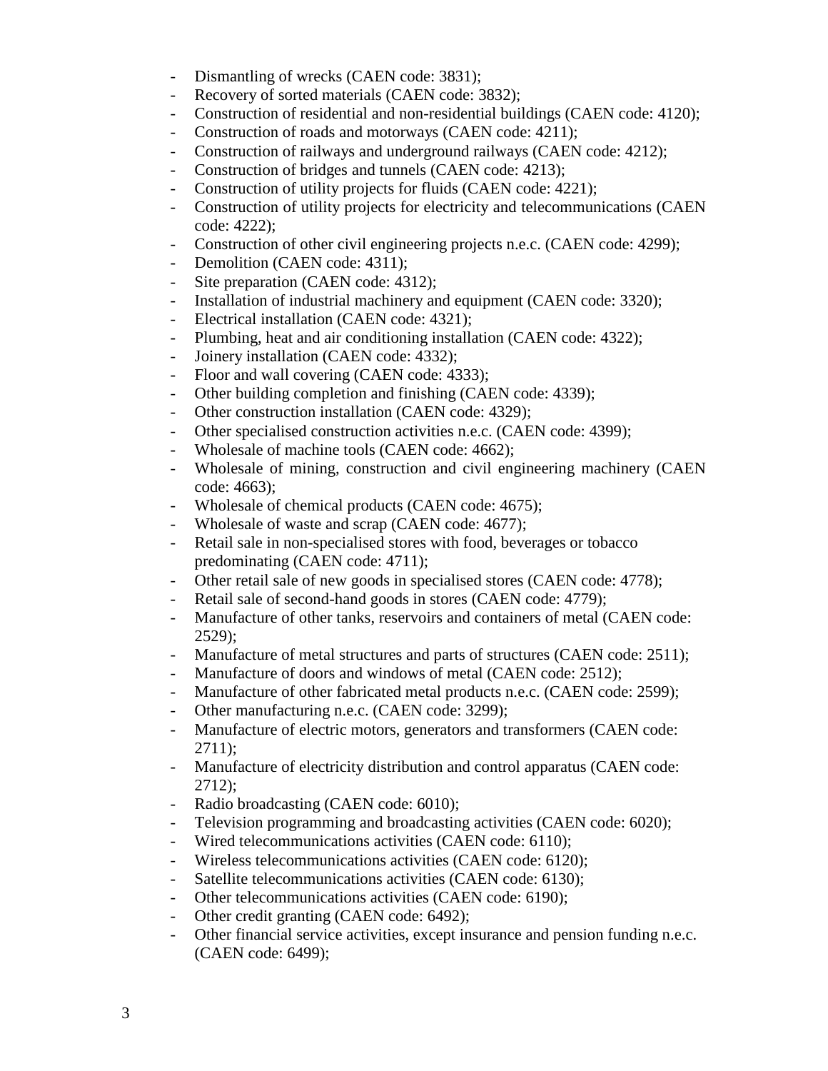- Dismantling of wrecks (CAEN code: 3831);
- Recovery of sorted materials (CAEN code: 3832);
- Construction of residential and non-residential buildings (CAEN code: 4120);
- Construction of roads and motorways (CAEN code: 4211);
- Construction of railways and underground railways (CAEN code: 4212);
- Construction of bridges and tunnels (CAEN code: 4213);
- Construction of utility projects for fluids (CAEN code: 4221);
- Construction of utility projects for electricity and telecommunications (CAEN code: 4222);
- Construction of other civil engineering projects n.e.c. (CAEN code: 4299);
- Demolition (CAEN code: 4311);
- Site preparation (CAEN code: 4312);
- Installation of industrial machinery and equipment (CAEN code: 3320);
- Electrical installation (CAEN code: 4321);
- Plumbing, heat and air conditioning installation (CAEN code: 4322);
- Joinery installation (CAEN code: 4332);
- Floor and wall covering (CAEN code: 4333);
- Other building completion and finishing (CAEN code: 4339);
- Other construction installation (CAEN code: 4329);
- Other specialised construction activities n.e.c. (CAEN code: 4399);
- Wholesale of machine tools (CAEN code: 4662);
- Wholesale of mining, construction and civil engineering machinery (CAEN code: 4663);
- Wholesale of chemical products (CAEN code: 4675);
- Wholesale of waste and scrap (CAEN code: 4677);
- Retail sale in non-specialised stores with food, beverages or tobacco predominating (CAEN code: 4711);
- Other retail sale of new goods in specialised stores (CAEN code: 4778);
- Retail sale of second-hand goods in stores (CAEN code: 4779);
- Manufacture of other tanks, reservoirs and containers of metal (CAEN code: 2529);
- Manufacture of metal structures and parts of structures (CAEN code: 2511);
- Manufacture of doors and windows of metal (CAEN code: 2512);
- Manufacture of other fabricated metal products n.e.c. (CAEN code: 2599);
- Other manufacturing n.e.c. (CAEN code: 3299);
- Manufacture of electric motors, generators and transformers (CAEN code: 2711);
- Manufacture of electricity distribution and control apparatus (CAEN code: 2712);
- Radio broadcasting (CAEN code: 6010);
- Television programming and broadcasting activities (CAEN code: 6020);
- Wired telecommunications activities (CAEN code: 6110);
- Wireless telecommunications activities (CAEN code: 6120);
- Satellite telecommunications activities (CAEN code: 6130);
- Other telecommunications activities (CAEN code: 6190);
- Other credit granting (CAEN code: 6492);
- Other financial service activities, except insurance and pension funding n.e.c. (CAEN code: 6499);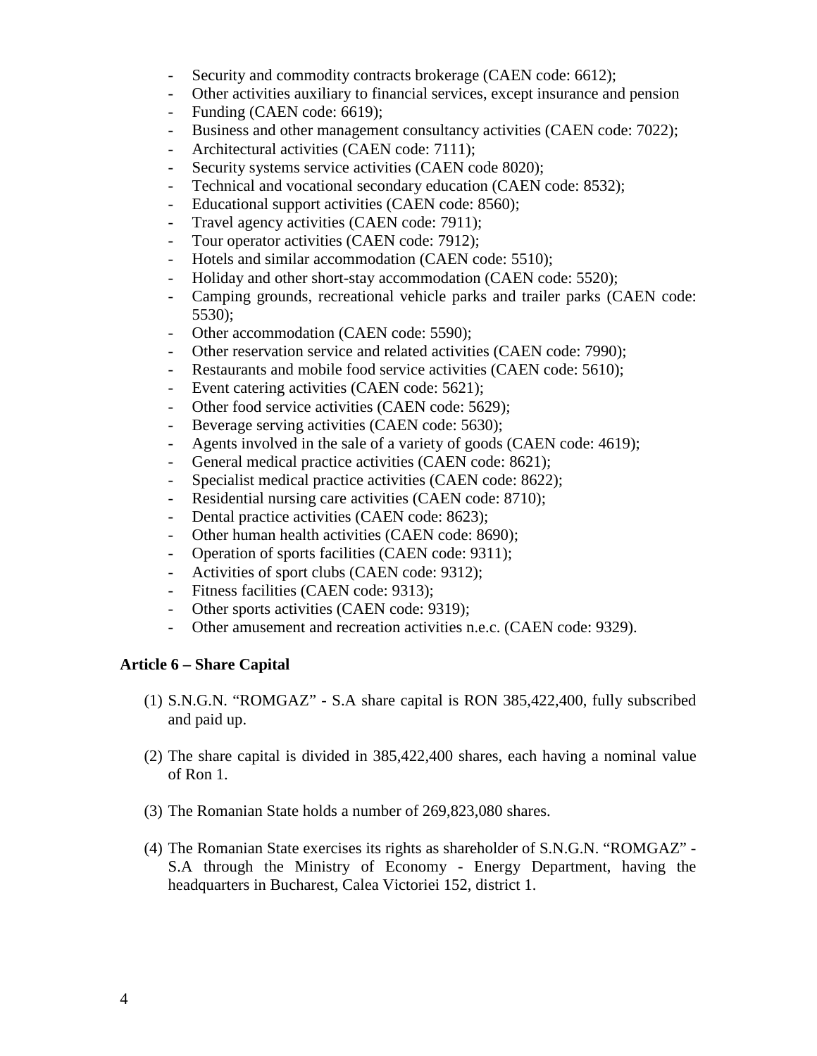- Security and commodity contracts brokerage (CAEN code: 6612);
- Other activities auxiliary to financial services, except insurance and pension
- Funding (CAEN code: 6619);
- Business and other management consultancy activities (CAEN code: 7022);
- Architectural activities (CAEN code: 7111);
- Security systems service activities (CAEN code 8020);
- Technical and vocational secondary education (CAEN code: 8532);
- Educational support activities (CAEN code: 8560);
- Travel agency activities (CAEN code: 7911);
- Tour operator activities (CAEN code: 7912);
- Hotels and similar accommodation (CAEN code: 5510);
- Holiday and other short-stay accommodation (CAEN code: 5520);
- Camping grounds, recreational vehicle parks and trailer parks (CAEN code: 5530);
- Other accommodation (CAEN code: 5590);
- Other reservation service and related activities (CAEN code: 7990);
- Restaurants and mobile food service activities (CAEN code: 5610);
- Event catering activities (CAEN code: 5621);
- Other food service activities (CAEN code: 5629);
- Beverage serving activities (CAEN code: 5630);
- Agents involved in the sale of a variety of goods (CAEN code: 4619);
- General medical practice activities (CAEN code: 8621);
- Specialist medical practice activities (CAEN code: 8622);
- Residential nursing care activities (CAEN code: 8710);
- Dental practice activities (CAEN code: 8623);
- Other human health activities (CAEN code: 8690);
- Operation of sports facilities (CAEN code: 9311);
- Activities of sport clubs (CAEN code: 9312);
- Fitness facilities (CAEN code: 9313);
- Other sports activities (CAEN code: 9319);
- Other amusement and recreation activities n.e.c. (CAEN code: 9329).

**Article 6 – Share Capital**

(1) S.N.G.N. "ROMGAZ" - S.A share capital is RON 385,422,400, fully subscribed and paid up.

(2) The share capital is divided in 385,422,400 shares, each having a nominal value of Ron 1.

(3) The Romanian State holds a number of 269,823,080 shares.

(4) The Romanian State exercises its rights as shareholder of S.N.G.N. "ROMGAZ" - S.A through the Ministry of Economy - Energy Department, having the headquarters in Bucharest, Calea Victoriei 152, district 1.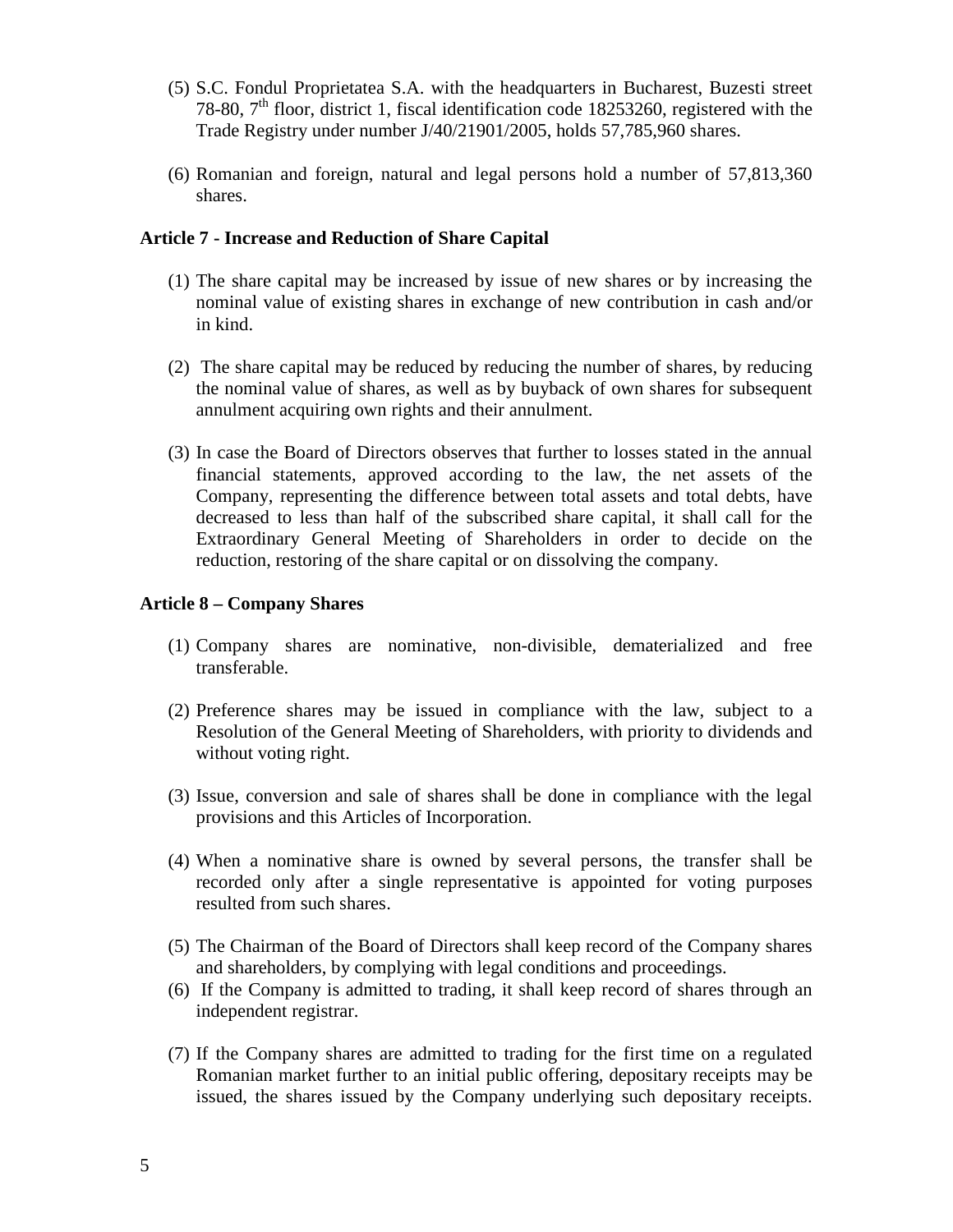(5) S.C. Fondul Proprietatea S.A. with the headquarters in Bucharest, Buzesti street 78-80, 7th floor, district 1, fiscal identification code 18253260, registered with the Trade Registry under number J/40/21901/2005, holds 57,785,960 shares.

(6) Romanian and foreign, natural and legal persons hold a number of 57,813,360 shares.

**Article 7 - Increase and Reduction of Share Capital**

(1) The share capital may be increased by issue of new shares or by increasing the nominal value of existing shares in exchange of new contribution in cash and/or in kind.

(2) The share capital may be reduced by reducing the number of shares, by reducing the nominal value of shares, as well as by buyback of own shares for subsequent annulment acquiring own rights and their annulment.

(3) In case the Board of Directors observes that further to losses stated in the annual financial statements, approved according to the law, the net assets of the Company, representing the difference between total assets and total debts, have decreased to less than half of the subscribed share capital, it shall call for the Extraordinary General Meeting of Shareholders in order to decide on the reduction, restoring of the share capital or on dissolving the company.

**Article 8 – Company Shares**

(1) Company shares are nominative, non-divisible, dematerialized and free transferable.

(2) Preference shares may be issued in compliance with the law, subject to a Resolution of the General Meeting of Shareholders, with priority to dividends and without voting right.

(3) Issue, conversion and sale of shares shall be done in compliance with the legal provisions and this Articles of Incorporation.

(4) When a nominative share is owned by several persons, the transfer shall be recorded only after a single representative is appointed for voting purposes resulted from such shares.

(5) The Chairman of the Board of Directors shall keep record of the Company shares and shareholders, by complying with legal conditions and proceedings.

(6) If the Company is admitted to trading, it shall keep record of shares through an independent registrar.

(7) If the Company shares are admitted to trading for the first time on a regulated Romanian market further to an initial public offering, depositary receipts may be issued, the shares issued by the Company underlying such depositary receipts.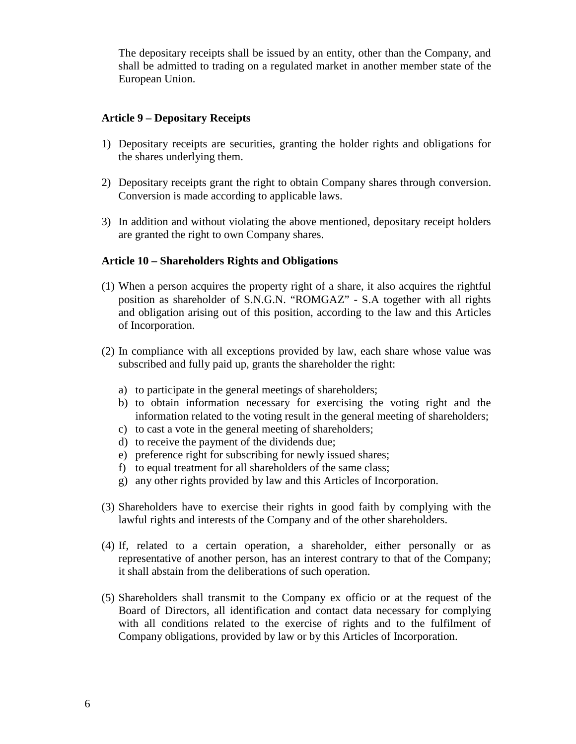The depositary receipts shall be issued by an entity, other than the Company, and shall be admitted to trading on a regulated market in another member state of the European Union.

**Article 9 – Depositary Receipts**

1) Depositary receipts are securities, granting the holder rights and obligations for the shares underlying them.

2) Depositary receipts grant the right to obtain Company shares through conversion. Conversion is made according to applicable laws.

3) In addition and without violating the above mentioned, depositary receipt holders are granted the right to own Company shares.

**Article 10 – Shareholders Rights and Obligations**

(1) When a person acquires the property right of a share, it also acquires the rightful position as shareholder of S.N.G.N. "ROMGAZ" - S.A together with all rights and obligation arising out of this position, according to the law and this Articles of Incorporation.

(2) In compliance with all exceptions provided by law, each share whose value was subscribed and fully paid up, grants the shareholder the right:

   a) to participate in the general meetings of shareholders;
   b) to obtain information necessary for exercising the voting right and the information related to the voting result in the general meeting of shareholders;
   c) to cast a vote in the general meeting of shareholders;
   d) to receive the payment of the dividends due;
   e) preference right for subscribing for newly issued shares;
   f) to equal treatment for all shareholders of the same class;
   g) any other rights provided by law and this Articles of Incorporation.

(3) Shareholders have to exercise their rights in good faith by complying with the lawful rights and interests of the Company and of the other shareholders.

(4) If, related to a certain operation, a shareholder, either personally or as representative of another person, has an interest contrary to that of the Company; it shall abstain from the deliberations of such operation.

(5) Shareholders shall transmit to the Company ex officio or at the request of the Board of Directors, all identification and contact data necessary for complying with all conditions related to the exercise of rights and to the fulfilment of Company obligations, provided by law or by this Articles of Incorporation.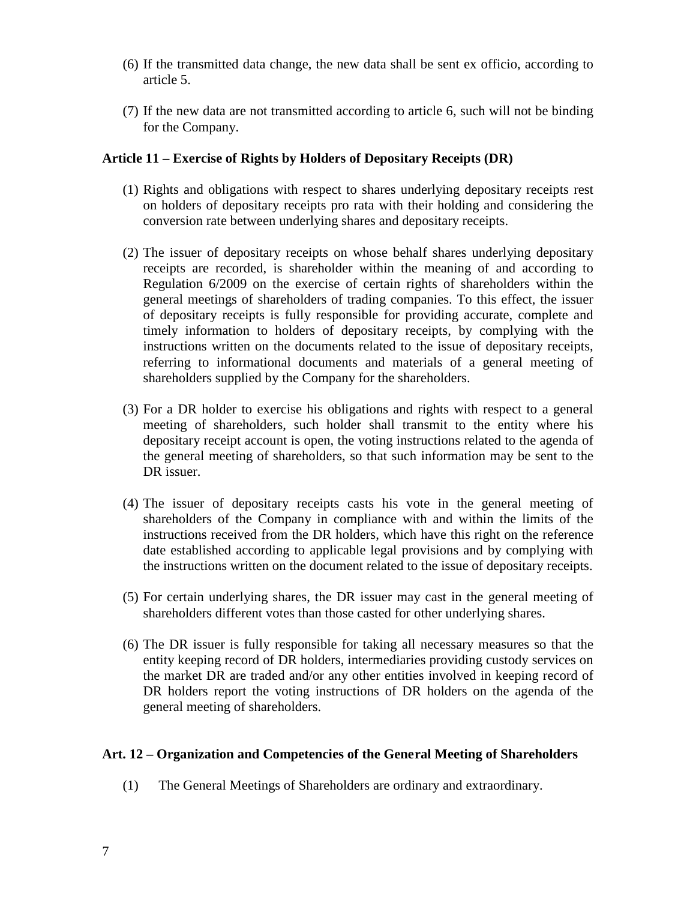(6) If the transmitted data change, the new data shall be sent ex officio, according to article 5.

(7) If the new data are not transmitted according to article 6, such will not be binding for the Company.

**Article 11 – Exercise of Rights by Holders of Depositary Receipts (DR)**

(1) Rights and obligations with respect to shares underlying depositary receipts rest on holders of depositary receipts pro rata with their holding and considering the conversion rate between underlying shares and depositary receipts.

(2) The issuer of depositary receipts on whose behalf shares underlying depositary receipts are recorded, is shareholder within the meaning of and according to Regulation 6/2009 on the exercise of certain rights of shareholders within the general meetings of shareholders of trading companies. To this effect, the issuer of depositary receipts is fully responsible for providing accurate, complete and timely information to holders of depositary receipts, by complying with the instructions written on the documents related to the issue of depositary receipts, referring to informational documents and materials of a general meeting of shareholders supplied by the Company for the shareholders.

(3) For a DR holder to exercise his obligations and rights with respect to a general meeting of shareholders, such holder shall transmit to the entity where his depositary receipt account is open, the voting instructions related to the agenda of the general meeting of shareholders, so that such information may be sent to the DR issuer.

(4) The issuer of depositary receipts casts his vote in the general meeting of shareholders of the Company in compliance with and within the limits of the instructions received from the DR holders, which have this right on the reference date established according to applicable legal provisions and by complying with the instructions written on the document related to the issue of depositary receipts.

(5) For certain underlying shares, the DR issuer may cast in the general meeting of shareholders different votes than those casted for other underlying shares.

(6) The DR issuer is fully responsible for taking all necessary measures so that the entity keeping record of DR holders, intermediaries providing custody services on the market DR are traded and/or any other entities involved in keeping record of DR holders report the voting instructions of DR holders on the agenda of the general meeting of shareholders.

**Art. 12 – Organization and Competencies of the General Meeting of Shareholders**

(1) The General Meetings of Shareholders are ordinary and extraordinary.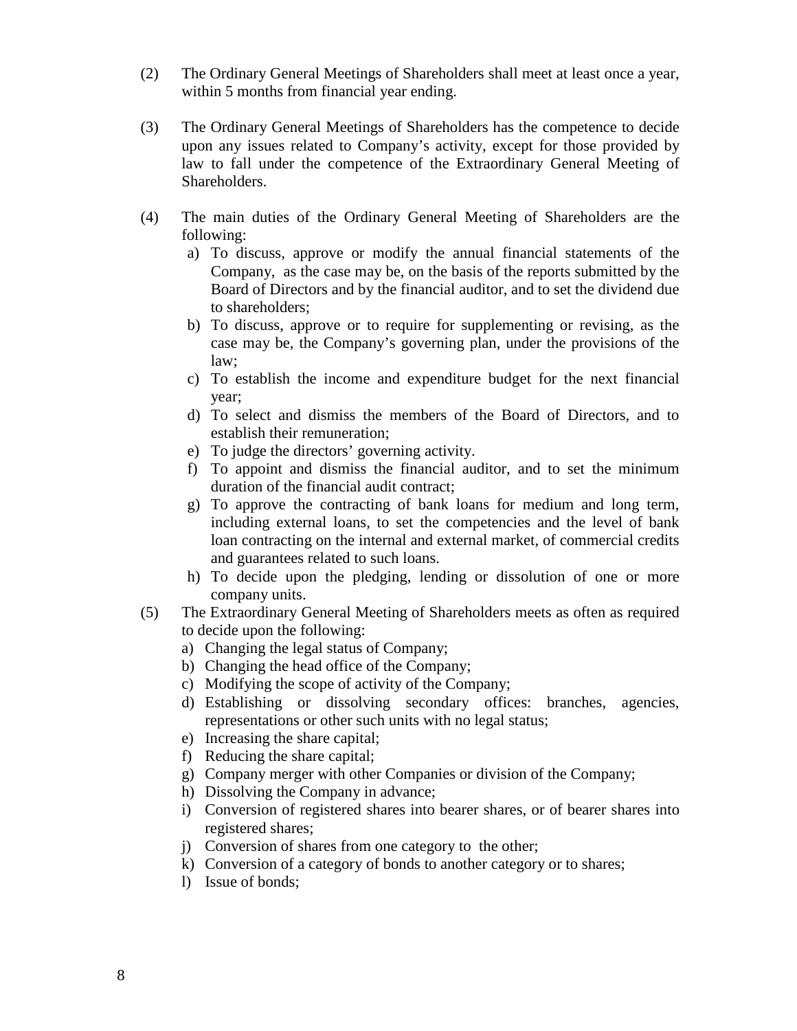(2) The Ordinary General Meetings of Shareholders shall meet at least once a year, within 5 months from financial year ending.

(3) The Ordinary General Meetings of Shareholders has the competence to decide upon any issues related to Company's activity, except for those provided by law to fall under the competence of the Extraordinary General Meeting of Shareholders.

(4) The main duties of the Ordinary General Meeting of Shareholders are the following:
   a) To discuss, approve or modify the annual financial statements of the Company, as the case may be, on the basis of the reports submitted by the Board of Directors and by the financial auditor, and to set the dividend due to shareholders;
   b) To discuss, approve or to require for supplementing or revising, as the case may be, the Company's governing plan, under the provisions of the law;
   c) To establish the income and expenditure budget for the next financial year;
   d) To select and dismiss the members of the Board of Directors, and to establish their remuneration;
   e) To judge the directors' governing activity.
   f) To appoint and dismiss the financial auditor, and to set the minimum duration of the financial audit contract;
   g) To approve the contracting of bank loans for medium and long term, including external loans, to set the competencies and the level of bank loan contracting on the internal and external market, of commercial credits and guarantees related to such loans.
   h) To decide upon the pledging, lending or dissolution of one or more company units.

(5) The Extraordinary General Meeting of Shareholders meets as often as required to decide upon the following:
   a) Changing the legal status of Company;
   b) Changing the head office of the Company;
   c) Modifying the scope of activity of the Company;
   d) Establishing or dissolving secondary offices: branches, agencies, representations or other such units with no legal status;
   e) Increasing the share capital;
   f) Reducing the share capital;
   g) Company merger with other Companies or division of the Company;
   h) Dissolving the Company in advance;
   i) Conversion of registered shares into bearer shares, or of bearer shares into registered shares;
   j) Conversion of shares from one category to the other;
   k) Conversion of a category of bonds to another category or to shares;
   l) Issue of bonds;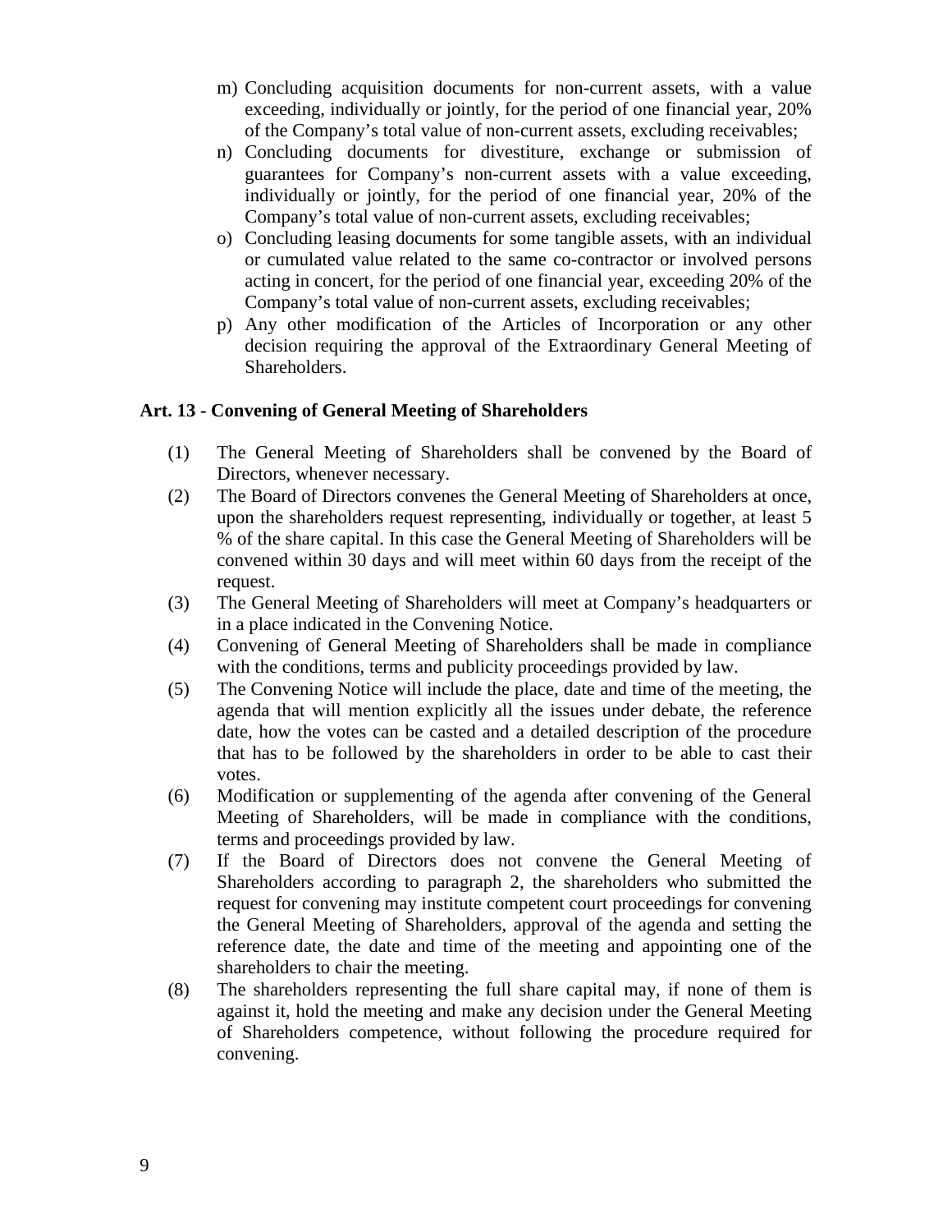m) Concluding acquisition documents for non-current assets, with a value exceeding, individually or jointly, for the period of one financial year, 20% of the Company's total value of non-current assets, excluding receivables;

n) Concluding documents for divestiture, exchange or submission of guarantees for Company's non-current assets with a value exceeding, individually or jointly, for the period of one financial year, 20% of the Company's total value of non-current assets, excluding receivables;

o) Concluding leasing documents for some tangible assets, with an individual or cumulated value related to the same co-contractor or involved persons acting in concert, for the period of one financial year, exceeding 20% of the Company's total value of non-current assets, excluding receivables;

p) Any other modification of the Articles of Incorporation or any other decision requiring the approval of the Extraordinary General Meeting of Shareholders.

**Art. 13 - Convening of General Meeting of Shareholders**

(1) The General Meeting of Shareholders shall be convened by the Board of Directors, whenever necessary.

(2) The Board of Directors convenes the General Meeting of Shareholders at once, upon the shareholders request representing, individually or together, at least 5 % of the share capital. In this case the General Meeting of Shareholders will be convened within 30 days and will meet within 60 days from the receipt of the request.

(3) The General Meeting of Shareholders will meet at Company's headquarters or in a place indicated in the Convening Notice.

(4) Convening of General Meeting of Shareholders shall be made in compliance with the conditions, terms and publicity proceedings provided by law.

(5) The Convening Notice will include the place, date and time of the meeting, the agenda that will mention explicitly all the issues under debate, the reference date, how the votes can be casted and a detailed description of the procedure that has to be followed by the shareholders in order to be able to cast their votes.

(6) Modification or supplementing of the agenda after convening of the General Meeting of Shareholders, will be made in compliance with the conditions, terms and proceedings provided by law.

(7) If the Board of Directors does not convene the General Meeting of Shareholders according to paragraph 2, the shareholders who submitted the request for convening may institute competent court proceedings for convening the General Meeting of Shareholders, approval of the agenda and setting the reference date, the date and time of the meeting and appointing one of the shareholders to chair the meeting.

(8) The shareholders representing the full share capital may, if none of them is against it, hold the meeting and make any decision under the General Meeting of Shareholders competence, without following the procedure required for convening.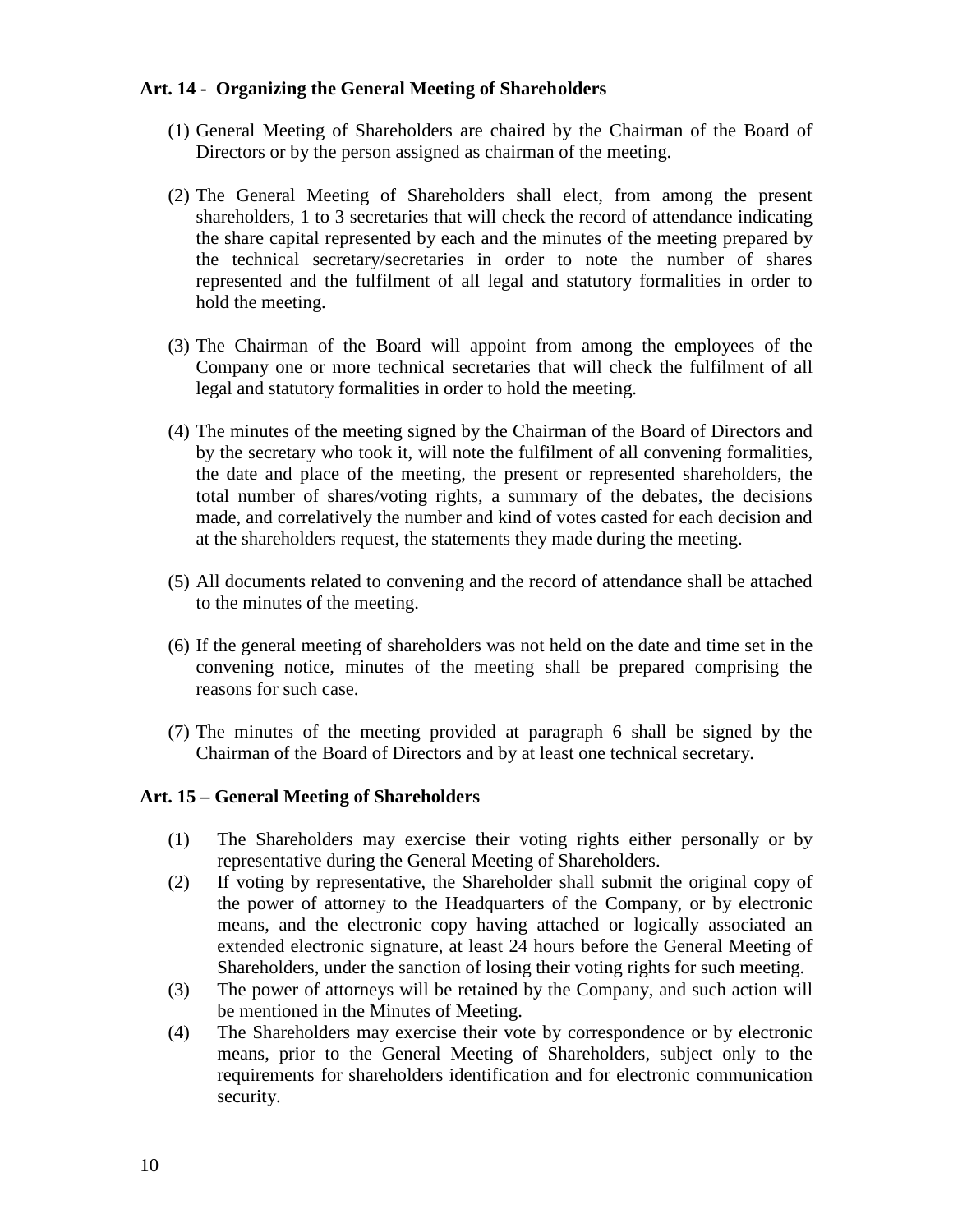**Art. 14 - Organizing the General Meeting of Shareholders**

(1) General Meeting of Shareholders are chaired by the Chairman of the Board of Directors or by the person assigned as chairman of the meeting.

(2) The General Meeting of Shareholders shall elect, from among the present shareholders, 1 to 3 secretaries that will check the record of attendance indicating the share capital represented by each and the minutes of the meeting prepared by the technical secretary/secretaries in order to note the number of shares represented and the fulfilment of all legal and statutory formalities in order to hold the meeting.

(3) The Chairman of the Board will appoint from among the employees of the Company one or more technical secretaries that will check the fulfilment of all legal and statutory formalities in order to hold the meeting.

(4) The minutes of the meeting signed by the Chairman of the Board of Directors and by the secretary who took it, will note the fulfilment of all convening formalities, the date and place of the meeting, the present or represented shareholders, the total number of shares/voting rights, a summary of the debates, the decisions made, and correlatively the number and kind of votes casted for each decision and at the shareholders request, the statements they made during the meeting.

(5) All documents related to convening and the record of attendance shall be attached to the minutes of the meeting.

(6) If the general meeting of shareholders was not held on the date and time set in the convening notice, minutes of the meeting shall be prepared comprising the reasons for such case.

(7) The minutes of the meeting provided at paragraph 6 shall be signed by the Chairman of the Board of Directors and by at least one technical secretary.

**Art. 15 – General Meeting of Shareholders**

(1) The Shareholders may exercise their voting rights either personally or by representative during the General Meeting of Shareholders.
(2) If voting by representative, the Shareholder shall submit the original copy of the power of attorney to the Headquarters of the Company, or by electronic means, and the electronic copy having attached or logically associated an extended electronic signature, at least 24 hours before the General Meeting of Shareholders, under the sanction of losing their voting rights for such meeting.
(3) The power of attorneys will be retained by the Company, and such action will be mentioned in the Minutes of Meeting.
(4) The Shareholders may exercise their vote by correspondence or by electronic means, prior to the General Meeting of Shareholders, subject only to the requirements for shareholders identification and for electronic communication security.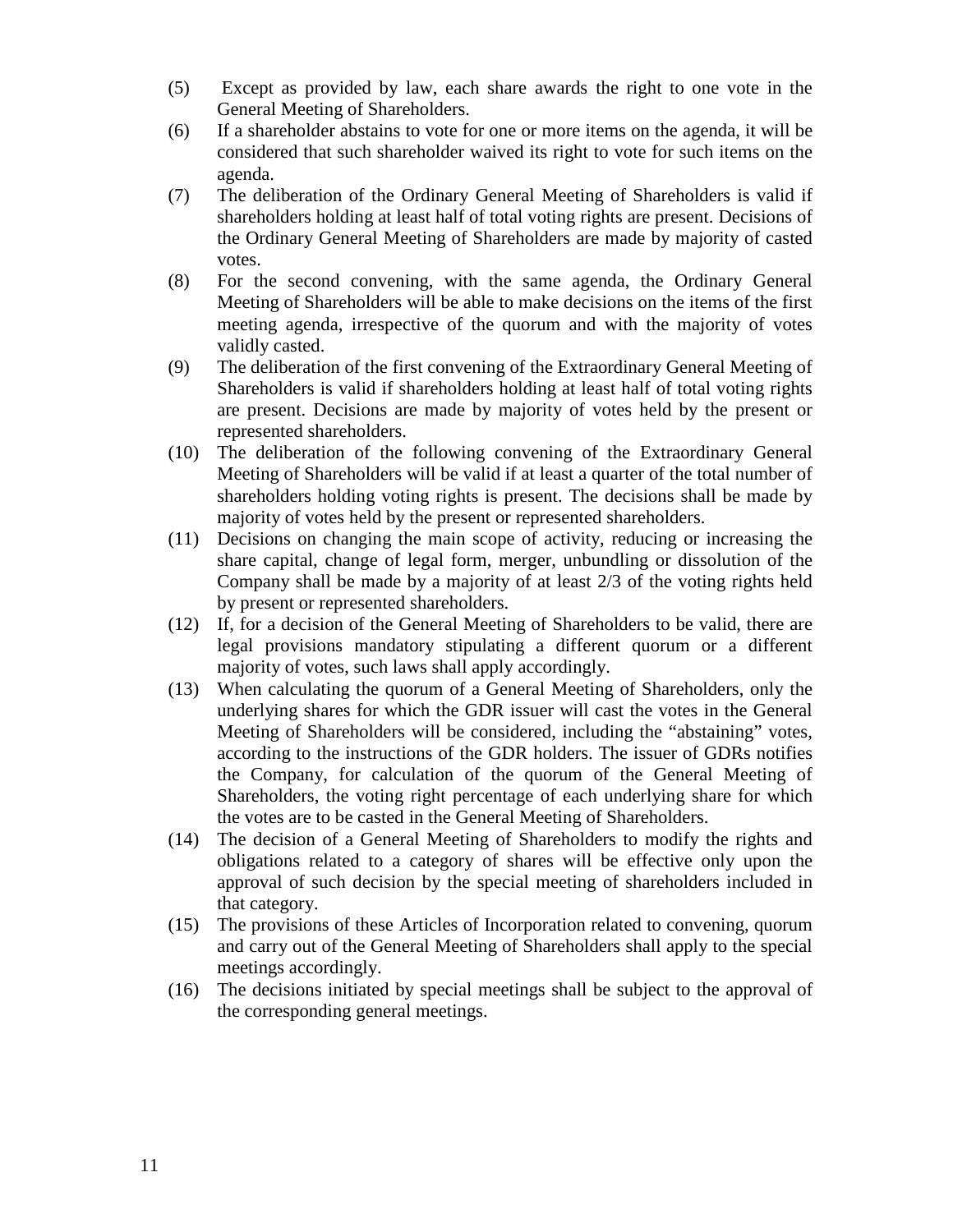(5) Except as provided by law, each share awards the right to one vote in the General Meeting of Shareholders.

(6) If a shareholder abstains to vote for one or more items on the agenda, it will be considered that such shareholder waived its right to vote for such items on the agenda.

(7) The deliberation of the Ordinary General Meeting of Shareholders is valid if shareholders holding at least half of total voting rights are present. Decisions of the Ordinary General Meeting of Shareholders are made by majority of casted votes.

(8) For the second convening, with the same agenda, the Ordinary General Meeting of Shareholders will be able to make decisions on the items of the first meeting agenda, irrespective of the quorum and with the majority of votes validly casted.

(9) The deliberation of the first convening of the Extraordinary General Meeting of Shareholders is valid if shareholders holding at least half of total voting rights are present. Decisions are made by majority of votes held by the present or represented shareholders.

(10) The deliberation of the following convening of the Extraordinary General Meeting of Shareholders will be valid if at least a quarter of the total number of shareholders holding voting rights is present. The decisions shall be made by majority of votes held by the present or represented shareholders.

(11) Decisions on changing the main scope of activity, reducing or increasing the share capital, change of legal form, merger, unbundling or dissolution of the Company shall be made by a majority of at least 2/3 of the voting rights held by present or represented shareholders.

(12) If, for a decision of the General Meeting of Shareholders to be valid, there are legal provisions mandatory stipulating a different quorum or a different majority of votes, such laws shall apply accordingly.

(13) When calculating the quorum of a General Meeting of Shareholders, only the underlying shares for which the GDR issuer will cast the votes in the General Meeting of Shareholders will be considered, including the "abstaining" votes, according to the instructions of the GDR holders. The issuer of GDRs notifies the Company, for calculation of the quorum of the General Meeting of Shareholders, the voting right percentage of each underlying share for which the votes are to be casted in the General Meeting of Shareholders.

(14) The decision of a General Meeting of Shareholders to modify the rights and obligations related to a category of shares will be effective only upon the approval of such decision by the special meeting of shareholders included in that category.

(15) The provisions of these Articles of Incorporation related to convening, quorum and carry out of the General Meeting of Shareholders shall apply to the special meetings accordingly.

(16) The decisions initiated by special meetings shall be subject to the approval of the corresponding general meetings.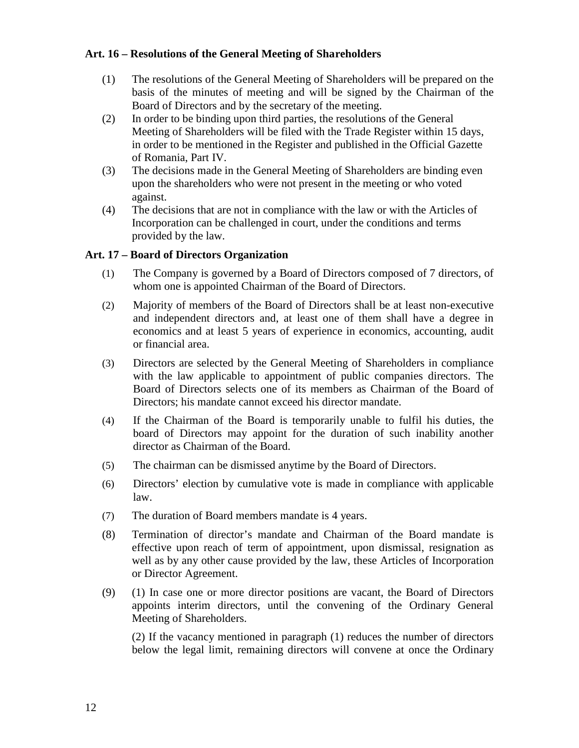**Art. 16 – Resolutions of the General Meeting of Shareholders**

(1) The resolutions of the General Meeting of Shareholders will be prepared on the basis of the minutes of meeting and will be signed by the Chairman of the Board of Directors and by the secretary of the meeting.

(2) In order to be binding upon third parties, the resolutions of the General Meeting of Shareholders will be filed with the Trade Register within 15 days, in order to be mentioned in the Register and published in the Official Gazette of Romania, Part IV.

(3) The decisions made in the General Meeting of Shareholders are binding even upon the shareholders who were not present in the meeting or who voted against.

(4) The decisions that are not in compliance with the law or with the Articles of Incorporation can be challenged in court, under the conditions and terms provided by the law.

**Art. 17 – Board of Directors Organization**

(1) The Company is governed by a Board of Directors composed of 7 directors, of whom one is appointed Chairman of the Board of Directors.

(2) Majority of members of the Board of Directors shall be at least non-executive and independent directors and, at least one of them shall have a degree in economics and at least 5 years of experience in economics, accounting, audit or financial area.

(3) Directors are selected by the General Meeting of Shareholders in compliance with the law applicable to appointment of public companies directors. The Board of Directors selects one of its members as Chairman of the Board of Directors; his mandate cannot exceed his director mandate.

(4) If the Chairman of the Board is temporarily unable to fulfil his duties, the board of Directors may appoint for the duration of such inability another director as Chairman of the Board.

(5) The chairman can be dismissed anytime by the Board of Directors.

(6) Directors' election by cumulative vote is made in compliance with applicable law.

(7) The duration of Board members mandate is 4 years.

(8) Termination of director's mandate and Chairman of the Board mandate is effective upon reach of term of appointment, upon dismissal, resignation as well as by any other cause provided by the law, these Articles of Incorporation or Director Agreement.

(9) (1) In case one or more director positions are vacant, the Board of Directors appoints interim directors, until the convening of the Ordinary General Meeting of Shareholders.

(2) If the vacancy mentioned in paragraph (1) reduces the number of directors below the legal limit, remaining directors will convene at once the Ordinary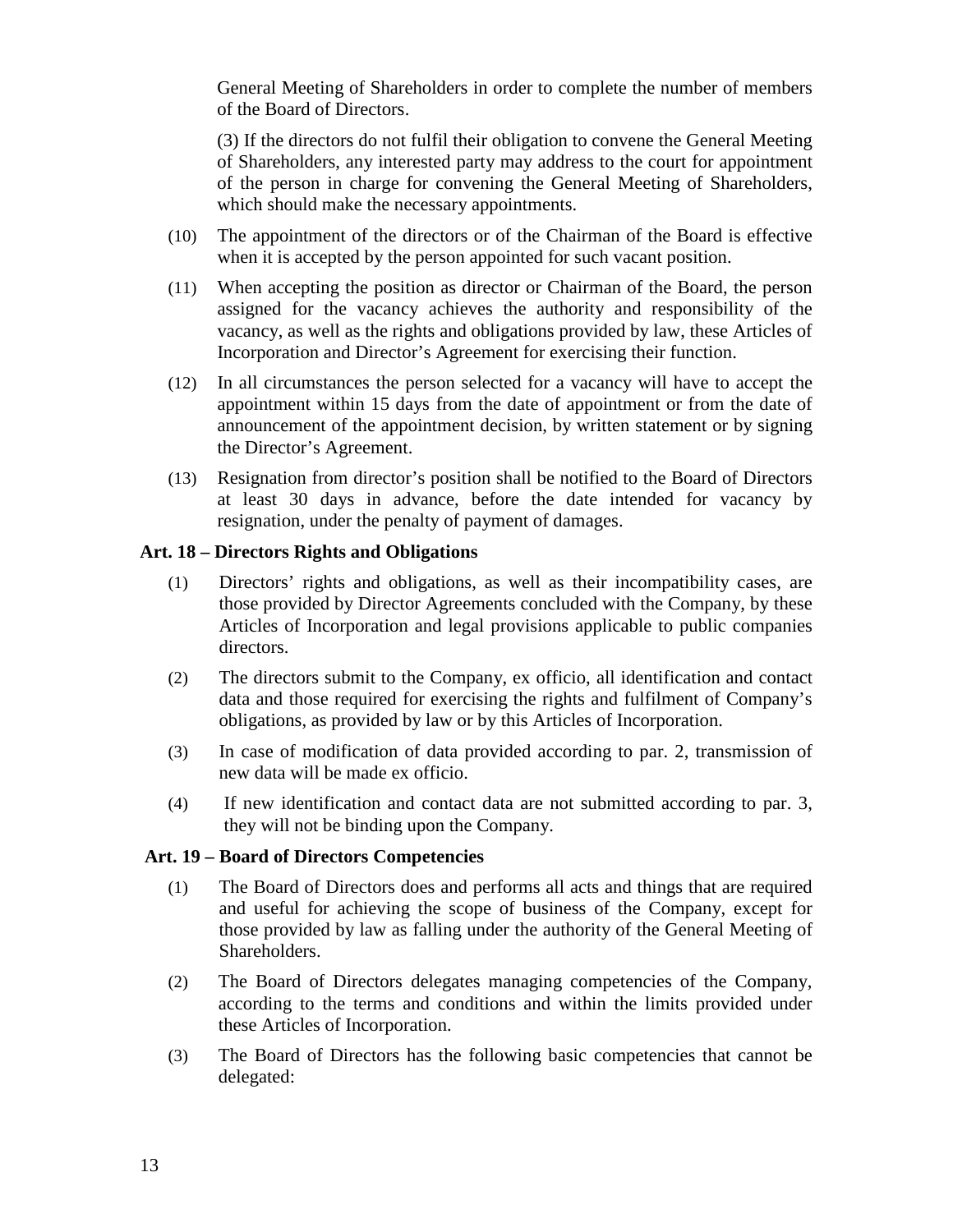General Meeting of Shareholders in order to complete the number of members of the Board of Directors.

(3) If the directors do not fulfil their obligation to convene the General Meeting of Shareholders, any interested party may address to the court for appointment of the person in charge for convening the General Meeting of Shareholders, which should make the necessary appointments.

(10) The appointment of the directors or of the Chairman of the Board is effective when it is accepted by the person appointed for such vacant position.

(11) When accepting the position as director or Chairman of the Board, the person assigned for the vacancy achieves the authority and responsibility of the vacancy, as well as the rights and obligations provided by law, these Articles of Incorporation and Director's Agreement for exercising their function.

(12) In all circumstances the person selected for a vacancy will have to accept the appointment within 15 days from the date of appointment or from the date of announcement of the appointment decision, by written statement or by signing the Director's Agreement.

(13) Resignation from director's position shall be notified to the Board of Directors at least 30 days in advance, before the date intended for vacancy by resignation, under the penalty of payment of damages.

### Art. 18 – Directors Rights and Obligations

(1) Directors' rights and obligations, as well as their incompatibility cases, are those provided by Director Agreements concluded with the Company, by these Articles of Incorporation and legal provisions applicable to public companies directors.

(2) The directors submit to the Company, ex officio, all identification and contact data and those required for exercising the rights and fulfilment of Company's obligations, as provided by law or by this Articles of Incorporation.

(3) In case of modification of data provided according to par. 2, transmission of new data will be made ex officio.

(4) If new identification and contact data are not submitted according to par. 3, they will not be binding upon the Company.

### Art. 19 – Board of Directors Competencies

(1) The Board of Directors does and performs all acts and things that are required and useful for achieving the scope of business of the Company, except for those provided by law as falling under the authority of the General Meeting of Shareholders.

(2) The Board of Directors delegates managing competencies of the Company, according to the terms and conditions and within the limits provided under these Articles of Incorporation.

(3) The Board of Directors has the following basic competencies that cannot be delegated: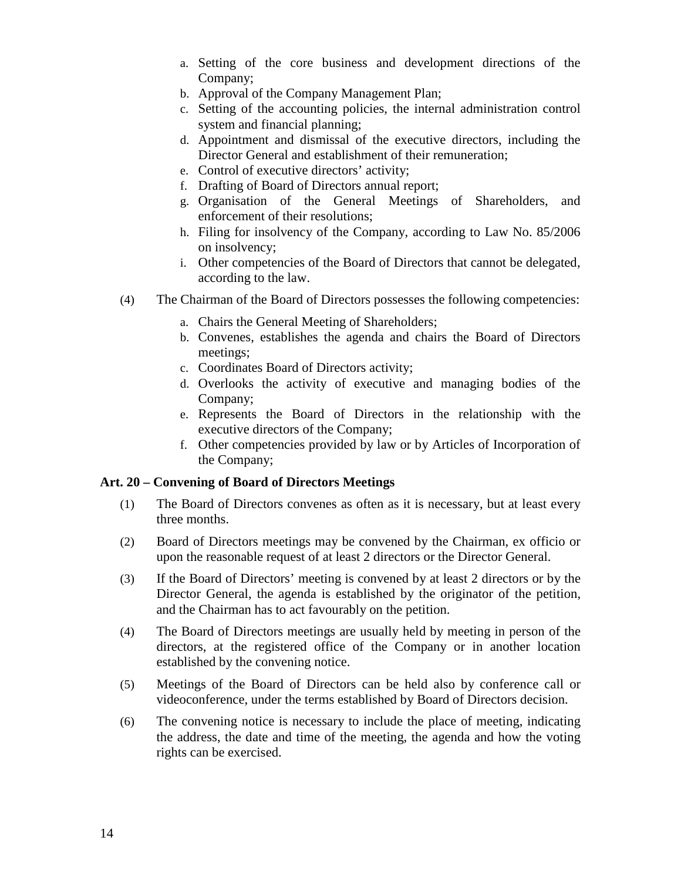a. Setting of the core business and development directions of the Company;
b. Approval of the Company Management Plan;
c. Setting of the accounting policies, the internal administration control system and financial planning;
d. Appointment and dismissal of the executive directors, including the Director General and establishment of their remuneration;
e. Control of executive directors' activity;
f. Drafting of Board of Directors annual report;
g. Organisation of the General Meetings of Shareholders, and enforcement of their resolutions;
h. Filing for insolvency of the Company, according to Law No. 85/2006 on insolvency;
i. Other competencies of the Board of Directors that cannot be delegated, according to the law.

(4) The Chairman of the Board of Directors possesses the following competencies:

a. Chairs the General Meeting of Shareholders;
b. Convenes, establishes the agenda and chairs the Board of Directors meetings;
c. Coordinates Board of Directors activity;
d. Overlooks the activity of executive and managing bodies of the Company;
e. Represents the Board of Directors in the relationship with the executive directors of the Company;
f. Other competencies provided by law or by Articles of Incorporation of the Company;

**Art. 20 – Convening of Board of Directors Meetings**

(1) The Board of Directors convenes as often as it is necessary, but at least every three months.

(2) Board of Directors meetings may be convened by the Chairman, ex officio or upon the reasonable request of at least 2 directors or the Director General.

(3) If the Board of Directors' meeting is convened by at least 2 directors or by the Director General, the agenda is established by the originator of the petition, and the Chairman has to act favourably on the petition.

(4) The Board of Directors meetings are usually held by meeting in person of the directors, at the registered office of the Company or in another location established by the convening notice.

(5) Meetings of the Board of Directors can be held also by conference call or videoconference, under the terms established by Board of Directors decision.

(6) The convening notice is necessary to include the place of meeting, indicating the address, the date and time of the meeting, the agenda and how the voting rights can be exercised.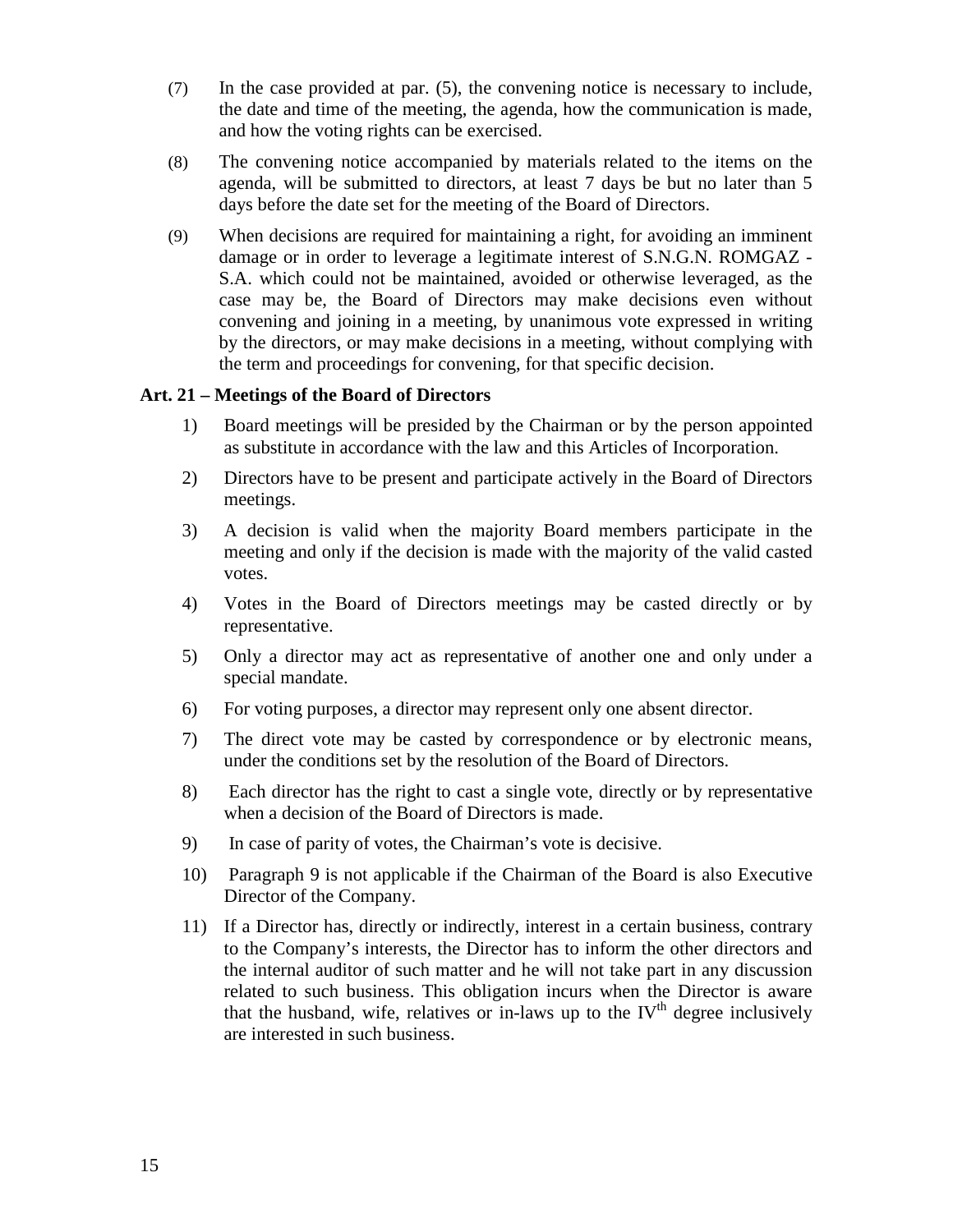(7) In the case provided at par. (5), the convening notice is necessary to include, the date and time of the meeting, the agenda, how the communication is made, and how the voting rights can be exercised.

(8) The convening notice accompanied by materials related to the items on the agenda, will be submitted to directors, at least 7 days be but no later than 5 days before the date set for the meeting of the Board of Directors.

(9) When decisions are required for maintaining a right, for avoiding an imminent damage or in order to leverage a legitimate interest of S.N.G.N. ROMGAZ - S.A. which could not be maintained, avoided or otherwise leveraged, as the case may be, the Board of Directors may make decisions even without convening and joining in a meeting, by unanimous vote expressed in writing by the directors, or may make decisions in a meeting, without complying with the term and proceedings for convening, for that specific decision.

**Art. 21 – Meetings of the Board of Directors**

1) Board meetings will be presided by the Chairman or by the person appointed as substitute in accordance with the law and this Articles of Incorporation.

2) Directors have to be present and participate actively in the Board of Directors meetings.

3) A decision is valid when the majority Board members participate in the meeting and only if the decision is made with the majority of the valid casted votes.

4) Votes in the Board of Directors meetings may be casted directly or by representative.

5) Only a director may act as representative of another one and only under a special mandate.

6) For voting purposes, a director may represent only one absent director.

7) The direct vote may be casted by correspondence or by electronic means, under the conditions set by the resolution of the Board of Directors.

8) Each director has the right to cast a single vote, directly or by representative when a decision of the Board of Directors is made.

9) In case of parity of votes, the Chairman's vote is decisive.

10) Paragraph 9 is not applicable if the Chairman of the Board is also Executive Director of the Company.

11) If a Director has, directly or indirectly, interest in a certain business, contrary to the Company's interests, the Director has to inform the other directors and the internal auditor of such matter and he will not take part in any discussion related to such business. This obligation incurs when the Director is aware that the husband, wife, relatives or in-laws up to the IV[th] degree inclusively are interested in such business.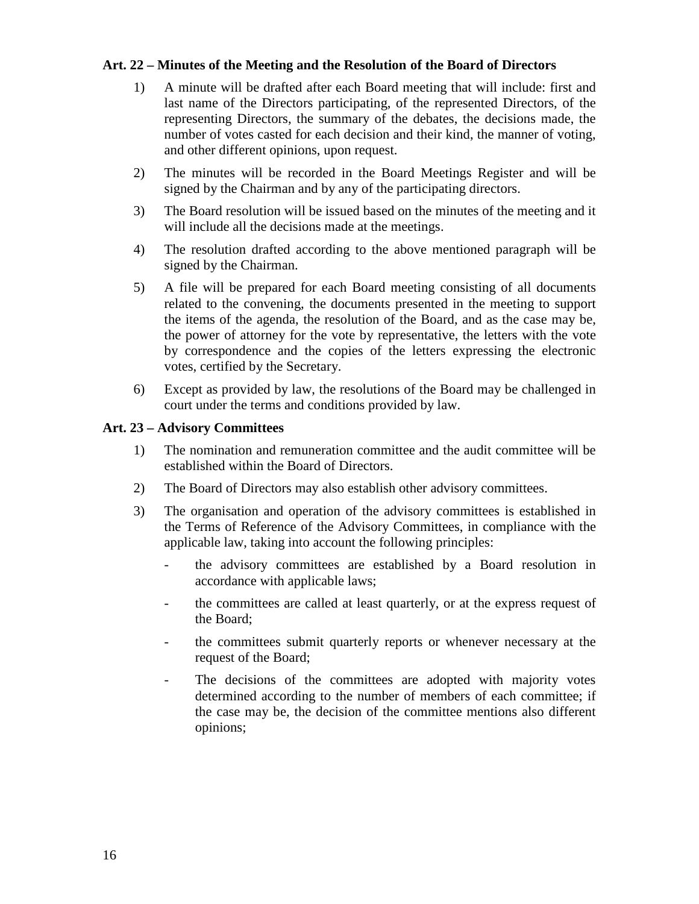**Art. 22 – Minutes of the Meeting and the Resolution of the Board of Directors**

1) A minute will be drafted after each Board meeting that will include: first and last name of the Directors participating, of the represented Directors, of the representing Directors, the summary of the debates, the decisions made, the number of votes casted for each decision and their kind, the manner of voting, and other different opinions, upon request.

2) The minutes will be recorded in the Board Meetings Register and will be signed by the Chairman and by any of the participating directors.

3) The Board resolution will be issued based on the minutes of the meeting and it will include all the decisions made at the meetings.

4) The resolution drafted according to the above mentioned paragraph will be signed by the Chairman.

5) A file will be prepared for each Board meeting consisting of all documents related to the convening, the documents presented in the meeting to support the items of the agenda, the resolution of the Board, and as the case may be, the power of attorney for the vote by representative, the letters with the vote by correspondence and the copies of the letters expressing the electronic votes, certified by the Secretary.

6) Except as provided by law, the resolutions of the Board may be challenged in court under the terms and conditions provided by law.

**Art. 23 – Advisory Committees**

1) The nomination and remuneration committee and the audit committee will be established within the Board of Directors.

2) The Board of Directors may also establish other advisory committees.

3) The organisation and operation of the advisory committees is established in the Terms of Reference of the Advisory Committees, in compliance with the applicable law, taking into account the following principles:

   - the advisory committees are established by a Board resolution in accordance with applicable laws;
   - the committees are called at least quarterly, or at the express request of the Board;
   - the committees submit quarterly reports or whenever necessary at the request of the Board;
   - The decisions of the committees are adopted with majority votes determined according to the number of members of each committee; if the case may be, the decision of the committee mentions also different opinions;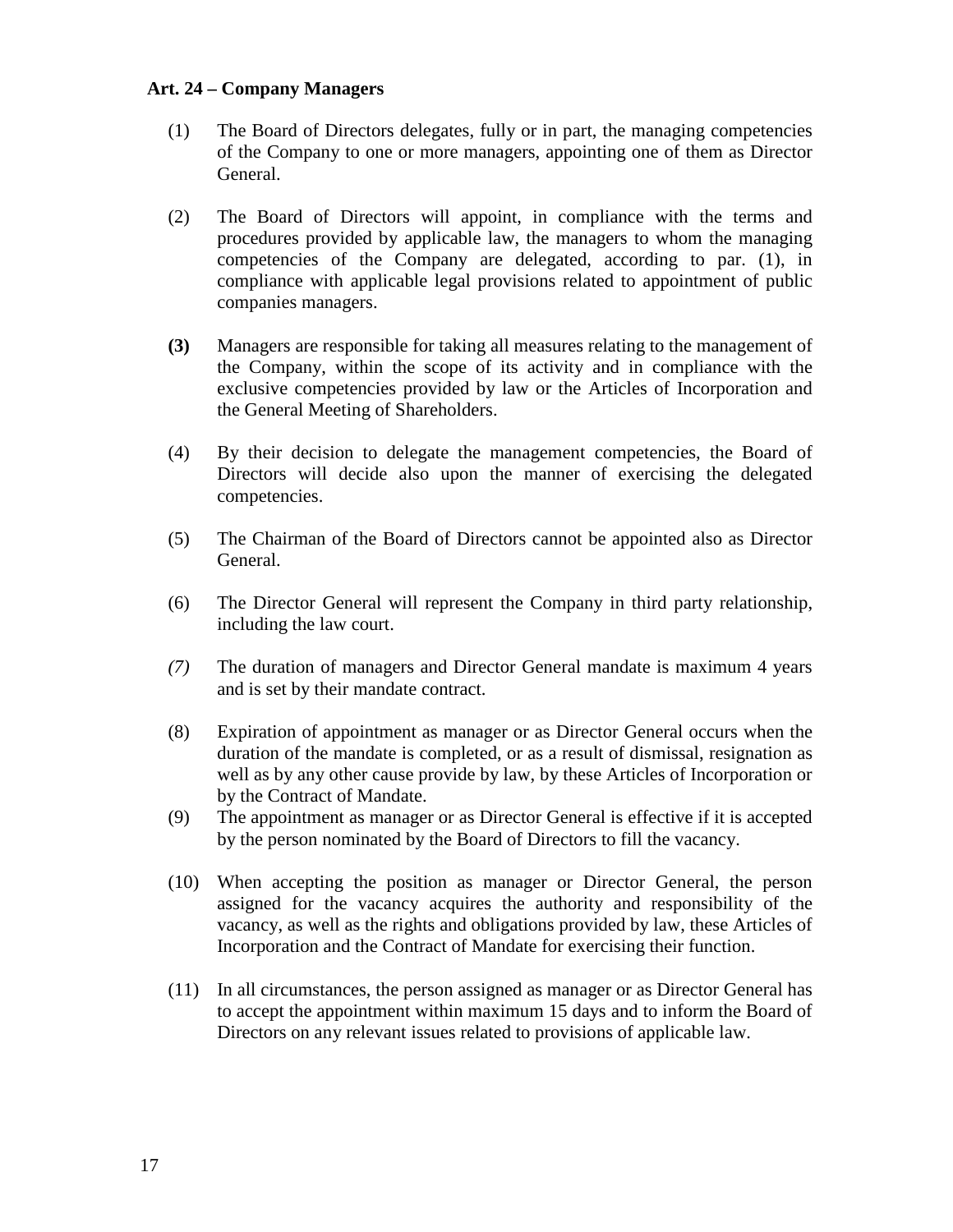**Art. 24 – Company Managers**

(1) The Board of Directors delegates, fully or in part, the managing competencies of the Company to one or more managers, appointing one of them as Director General.

(2) The Board of Directors will appoint, in compliance with the terms and procedures provided by applicable law, the managers to whom the managing competencies of the Company are delegated, according to par. (1), in compliance with applicable legal provisions related to appointment of public companies managers.

**(3)** Managers are responsible for taking all measures relating to the management of the Company, within the scope of its activity and in compliance with the exclusive competencies provided by law or the Articles of Incorporation and the General Meeting of Shareholders.

(4) By their decision to delegate the management competencies, the Board of Directors will decide also upon the manner of exercising the delegated competencies.

(5) The Chairman of the Board of Directors cannot be appointed also as Director General.

(6) The Director General will represent the Company in third party relationship, including the law court.

*(7)* The duration of managers and Director General mandate is maximum 4 years and is set by their mandate contract.

(8) Expiration of appointment as manager or as Director General occurs when the duration of the mandate is completed, or as a result of dismissal, resignation as well as by any other cause provide by law, by these Articles of Incorporation or by the Contract of Mandate.

(9) The appointment as manager or as Director General is effective if it is accepted by the person nominated by the Board of Directors to fill the vacancy.

(10) When accepting the position as manager or Director General, the person assigned for the vacancy acquires the authority and responsibility of the vacancy, as well as the rights and obligations provided by law, these Articles of Incorporation and the Contract of Mandate for exercising their function.

(11) In all circumstances, the person assigned as manager or as Director General has to accept the appointment within maximum 15 days and to inform the Board of Directors on any relevant issues related to provisions of applicable law.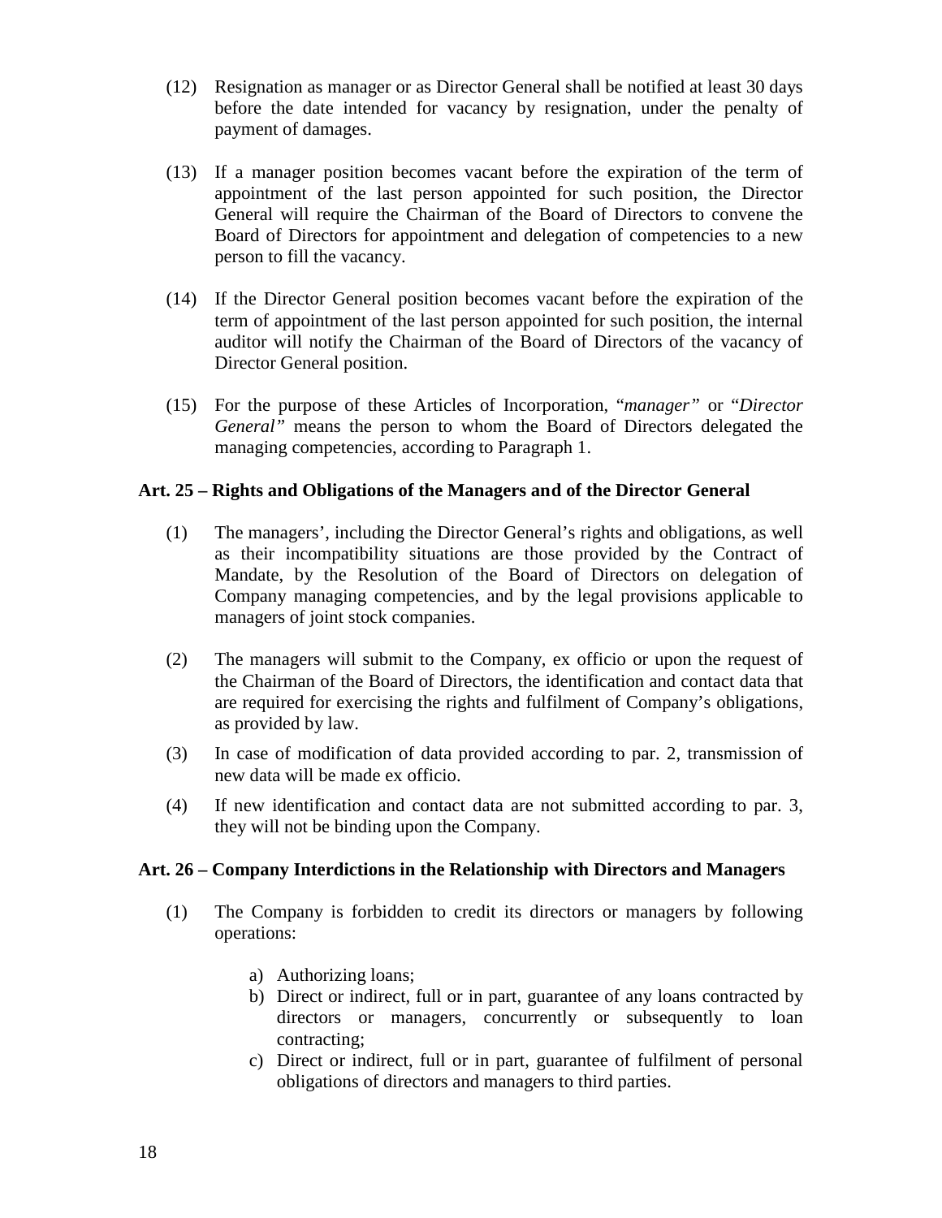(12) Resignation as manager or as Director General shall be notified at least 30 days before the date intended for vacancy by resignation, under the penalty of payment of damages.

(13) If a manager position becomes vacant before the expiration of the term of appointment of the last person appointed for such position, the Director General will require the Chairman of the Board of Directors to convene the Board of Directors for appointment and delegation of competencies to a new person to fill the vacancy.

(14) If the Director General position becomes vacant before the expiration of the term of appointment of the last person appointed for such position, the internal auditor will notify the Chairman of the Board of Directors of the vacancy of Director General position.

(15) For the purpose of these Articles of Incorporation, "*manager*" or "*Director General*" means the person to whom the Board of Directors delegated the managing competencies, according to Paragraph 1.

**Art. 25 – Rights and Obligations of the Managers and of the Director General**

(1) The managers', including the Director General's rights and obligations, as well as their incompatibility situations are those provided by the Contract of Mandate, by the Resolution of the Board of Directors on delegation of Company managing competencies, and by the legal provisions applicable to managers of joint stock companies.

(2) The managers will submit to the Company, ex officio or upon the request of the Chairman of the Board of Directors, the identification and contact data that are required for exercising the rights and fulfilment of Company's obligations, as provided by law.

(3) In case of modification of data provided according to par. 2, transmission of new data will be made ex officio.

(4) If new identification and contact data are not submitted according to par. 3, they will not be binding upon the Company.

**Art. 26 – Company Interdictions in the Relationship with Directors and Managers**

(1) The Company is forbidden to credit its directors or managers by following operations:

a) Authorizing loans;
b) Direct or indirect, full or in part, guarantee of any loans contracted by directors or managers, concurrently or subsequently to loan contracting;
c) Direct or indirect, full or in part, guarantee of fulfilment of personal obligations of directors and managers to third parties.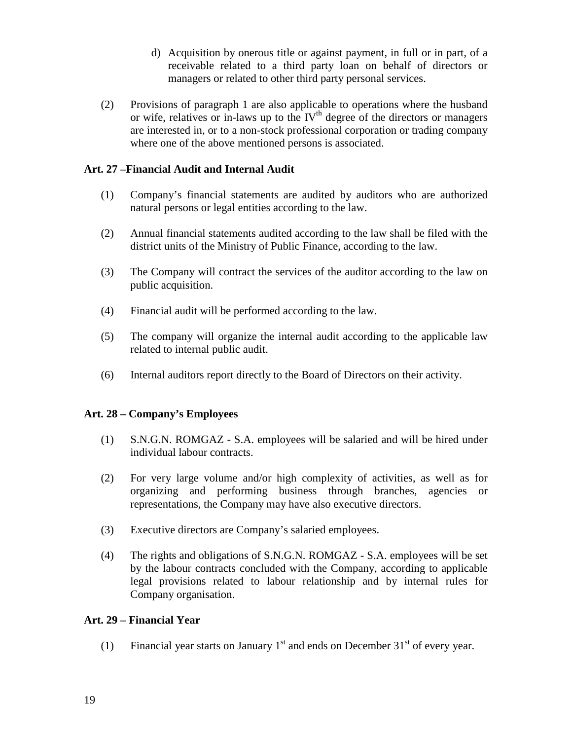d) Acquisition by onerous title or against payment, in full or in part, of a receivable related to a third party loan on behalf of directors or managers or related to other third party personal services.

(2) Provisions of paragraph 1 are also applicable to operations where the husband or wife, relatives or in-laws up to the IV[th] degree of the directors or managers are interested in, or to a non-stock professional corporation or trading company where one of the above mentioned persons is associated.

**Art. 27 –Financial Audit and Internal Audit**

(1) Company's financial statements are audited by auditors who are authorized natural persons or legal entities according to the law.

(2) Annual financial statements audited according to the law shall be filed with the district units of the Ministry of Public Finance, according to the law.

(3) The Company will contract the services of the auditor according to the law on public acquisition.

(4) Financial audit will be performed according to the law.

(5) The company will organize the internal audit according to the applicable law related to internal public audit.

(6) Internal auditors report directly to the Board of Directors on their activity.

**Art. 28 – Company's Employees**

(1) S.N.G.N. ROMGAZ - S.A. employees will be salaried and will be hired under individual labour contracts.

(2) For very large volume and/or high complexity of activities, as well as for organizing and performing business through branches, agencies or representations, the Company may have also executive directors.

(3) Executive directors are Company's salaried employees.

(4) The rights and obligations of S.N.G.N. ROMGAZ - S.A. employees will be set by the labour contracts concluded with the Company, according to applicable legal provisions related to labour relationship and by internal rules for Company organisation.

**Art. 29 – Financial Year**

(1) Financial year starts on January 1[st] and ends on December 31[st] of every year.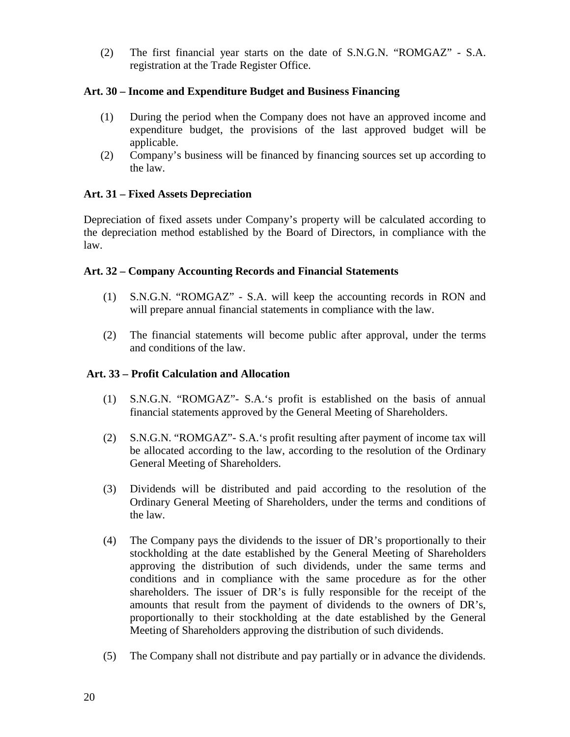(2) The first financial year starts on the date of S.N.G.N. "ROMGAZ" - S.A. registration at the Trade Register Office.

**Art. 30 – Income and Expenditure Budget and Business Financing**

(1) During the period when the Company does not have an approved income and expenditure budget, the provisions of the last approved budget will be applicable.

(2) Company's business will be financed by financing sources set up according to the law.

**Art. 31 – Fixed Assets Depreciation**

Depreciation of fixed assets under Company's property will be calculated according to the depreciation method established by the Board of Directors, in compliance with the law.

**Art. 32 – Company Accounting Records and Financial Statements**

(1) S.N.G.N. "ROMGAZ" - S.A. will keep the accounting records in RON and will prepare annual financial statements in compliance with the law.

(2) The financial statements will become public after approval, under the terms and conditions of the law.

**Art. 33 – Profit Calculation and Allocation**

(1) S.N.G.N. "ROMGAZ"- S.A.'s profit is established on the basis of annual financial statements approved by the General Meeting of Shareholders.

(2) S.N.G.N. "ROMGAZ"- S.A.'s profit resulting after payment of income tax will be allocated according to the law, according to the resolution of the Ordinary General Meeting of Shareholders.

(3) Dividends will be distributed and paid according to the resolution of the Ordinary General Meeting of Shareholders, under the terms and conditions of the law.

(4) The Company pays the dividends to the issuer of DR's proportionally to their stockholding at the date established by the General Meeting of Shareholders approving the distribution of such dividends, under the same terms and conditions and in compliance with the same procedure as for the other shareholders. The issuer of DR's is fully responsible for the receipt of the amounts that result from the payment of dividends to the owners of DR's, proportionally to their stockholding at the date established by the General Meeting of Shareholders approving the distribution of such dividends.

(5) The Company shall not distribute and pay partially or in advance the dividends.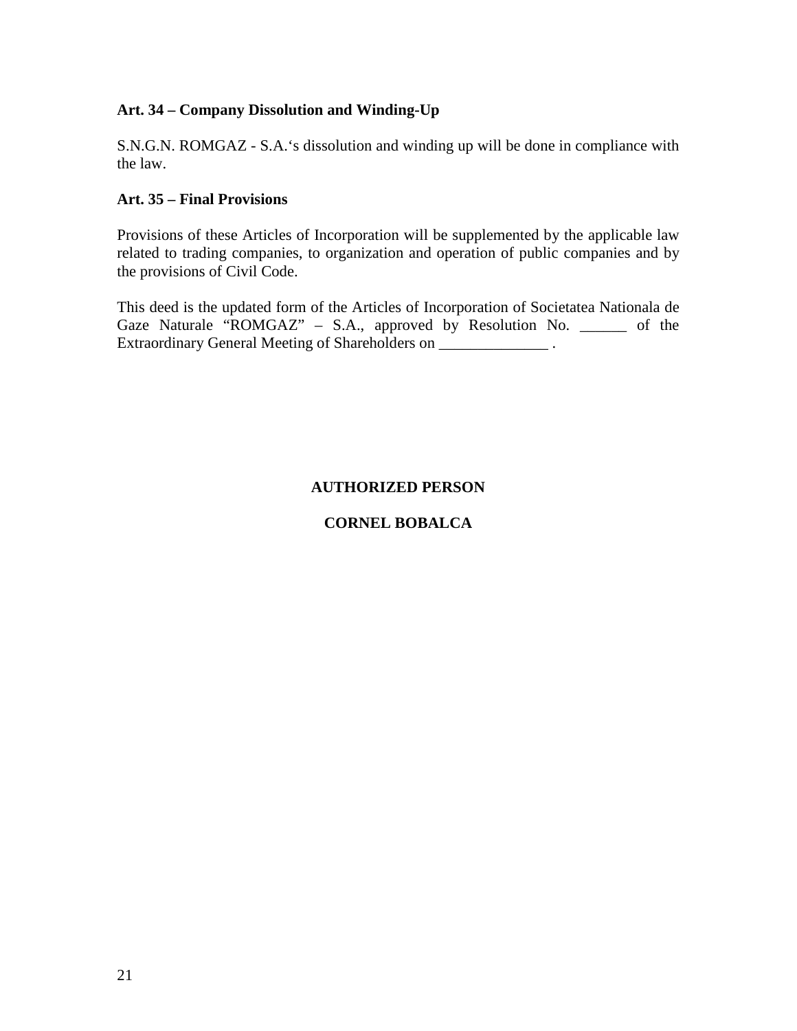**Art. 34 – Company Dissolution and Winding-Up**

S.N.G.N. ROMGAZ - S.A.'s dissolution and winding up will be done in compliance with the law.

**Art. 35 – Final Provisions**

Provisions of these Articles of Incorporation will be supplemented by the applicable law related to trading companies, to organization and operation of public companies and by the provisions of Civil Code.

This deed is the updated form of the Articles of Incorporation of Societatea Nationala de Gaze Naturale "ROMGAZ" – S.A., approved by Resolution No. ______ of the Extraordinary General Meeting of Shareholders on ______________ .

**AUTHORIZED PERSON**

**CORNEL BOBALCA**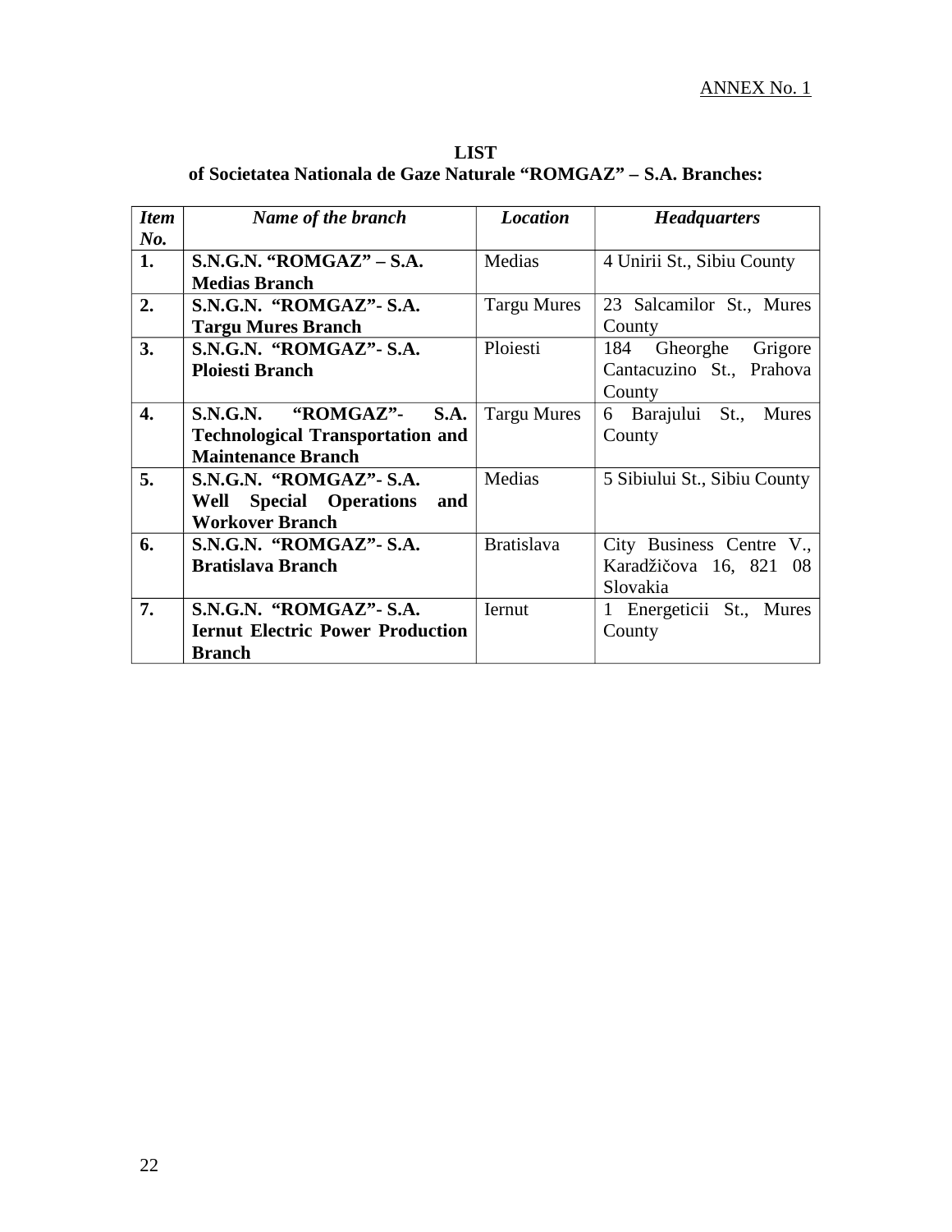ANNEX No. 1

**LIST**
**of Societatea Nationala de Gaze Naturale "ROMGAZ" – S.A. Branches:**

| ***Item No.*** | ***Name of the branch*** | ***Location*** | ***Headquarters*** |
|---|---|---|---|
| **1.** | **S.N.G.N. "ROMGAZ" – S.A. Medias Branch** | Medias | 4 Unirii St., Sibiu County |
| **2.** | **S.N.G.N. "ROMGAZ"- S.A. Targu Mures Branch** | Targu Mures | 23 Salcamilor St., Mures County |
| **3.** | **S.N.G.N. "ROMGAZ"- S.A. Ploiesti Branch** | Ploiesti | 184 Gheorghe Grigore Cantacuzino St., Prahova County |
| **4.** | **S.N.G.N. "ROMGAZ"- S.A. Technological Transportation and Maintenance Branch** | Targu Mures | 6 Barajului St., Mures County |
| **5.** | **S.N.G.N. "ROMGAZ"- S.A. Well Special Operations and Workover Branch** | Medias | 5 Sibiului St., Sibiu County |
| **6.** | **S.N.G.N. "ROMGAZ"- S.A. Bratislava Branch** | Bratislava | City Business Centre V., Karadžičova 16, 821 08 Slovakia |
| **7.** | **S.N.G.N. "ROMGAZ"- S.A. Iernut Electric Power Production Branch** | Iernut | 1 Energeticii St., Mures County |